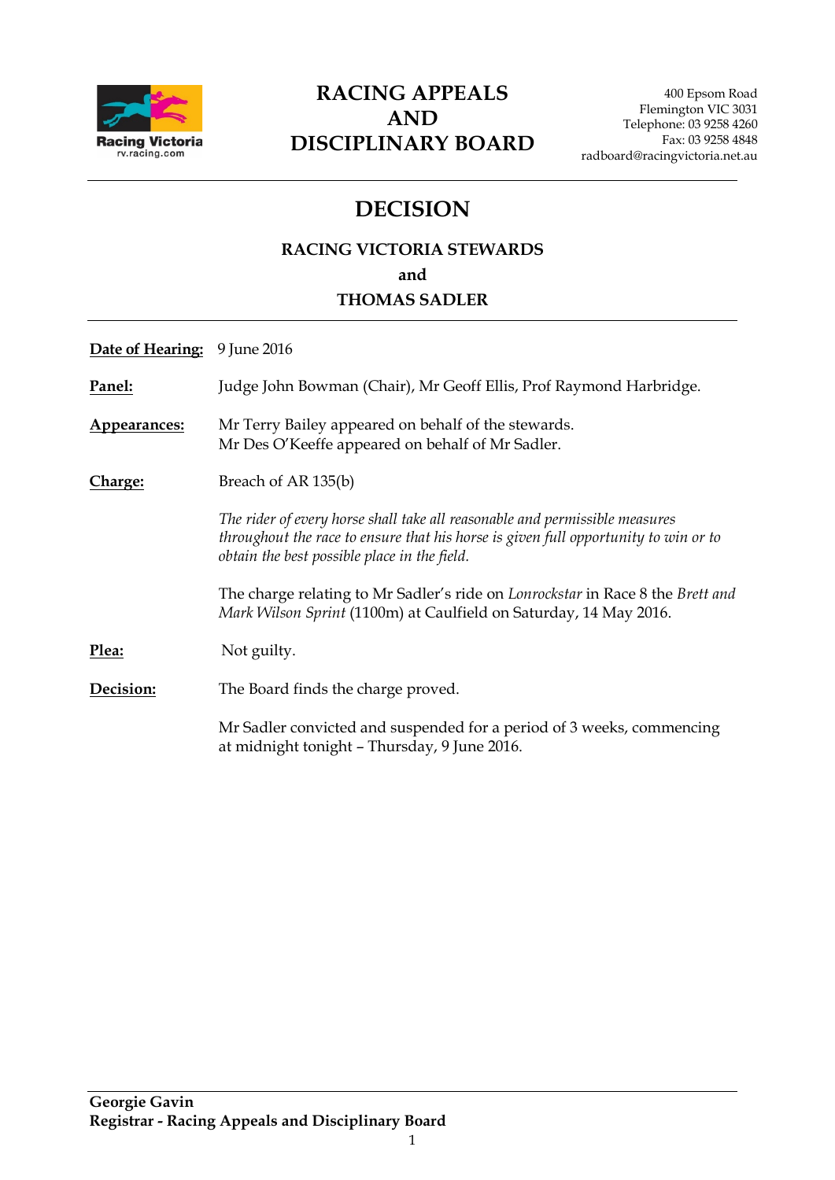# RACING APPEALS AND DISCIPLINARY BOARD

400 Epsom Road
Flemington VIC 3031
Telephone: 03 9258 4260
Fax: 03 9258 4848
radboard@racingvictoria.net.au

## DECISION

### RACING VICTORIA STEWARDS
### and
### THOMAS SADLER

**Date of Hearing:** 9 June 2016

**Panel:** Judge John Bowman (Chair), Mr Geoff Ellis, Prof Raymond Harbridge.

**Appearances:** Mr Terry Bailey appeared on behalf of the stewards.
Mr Des O'Keeffe appeared on behalf of Mr Sadler.

**Charge:** Breach of AR 135(b)

*The rider of every horse shall take all reasonable and permissible measures throughout the race to ensure that his horse is given full opportunity to win or to obtain the best possible place in the field.*

The charge relating to Mr Sadler's ride on *Lonrockstar* in Race 8 the *Brett and Mark Wilson Sprint* (1100m) at Caulfield on Saturday, 14 May 2016.

**Plea:** Not guilty.

**Decision:** The Board finds the charge proved.

Mr Sadler convicted and suspended for a period of 3 weeks, commencing at midnight tonight – Thursday, 9 June 2016.

**Georgie Gavin**
**Registrar - Racing Appeals and Disciplinary Board**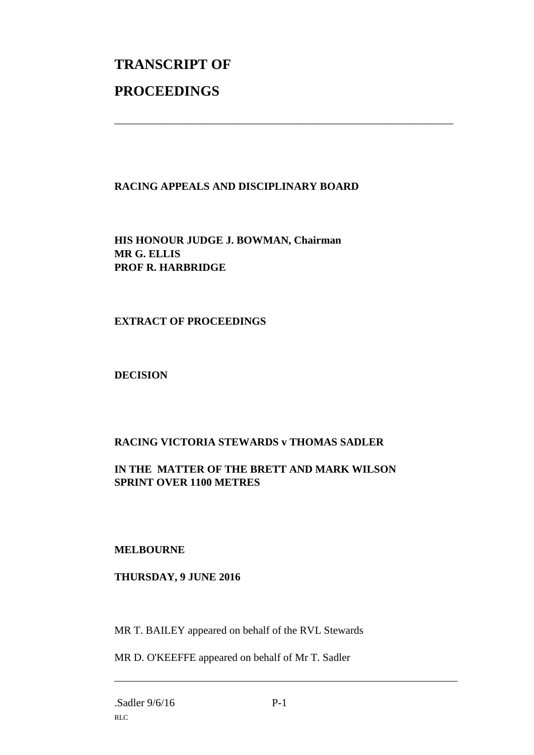# TRANSCRIPT OF

# PROCEEDINGS

---

**RACING APPEALS AND DISCIPLINARY BOARD**

**HIS HONOUR JUDGE J. BOWMAN, Chairman**
**MR G. ELLIS**
**PROF R. HARBRIDGE**

**EXTRACT OF PROCEEDINGS**

**DECISION**

**RACING VICTORIA STEWARDS v THOMAS SADLER**

**IN THE MATTER OF THE BRETT AND MARK WILSON SPRINT OVER 1100 METRES**

**MELBOURNE**

**THURSDAY, 9 JUNE 2016**

MR T. BAILEY appeared on behalf of the RVL Stewards

MR D. O'KEEFFE appeared on behalf of Mr T. Sadler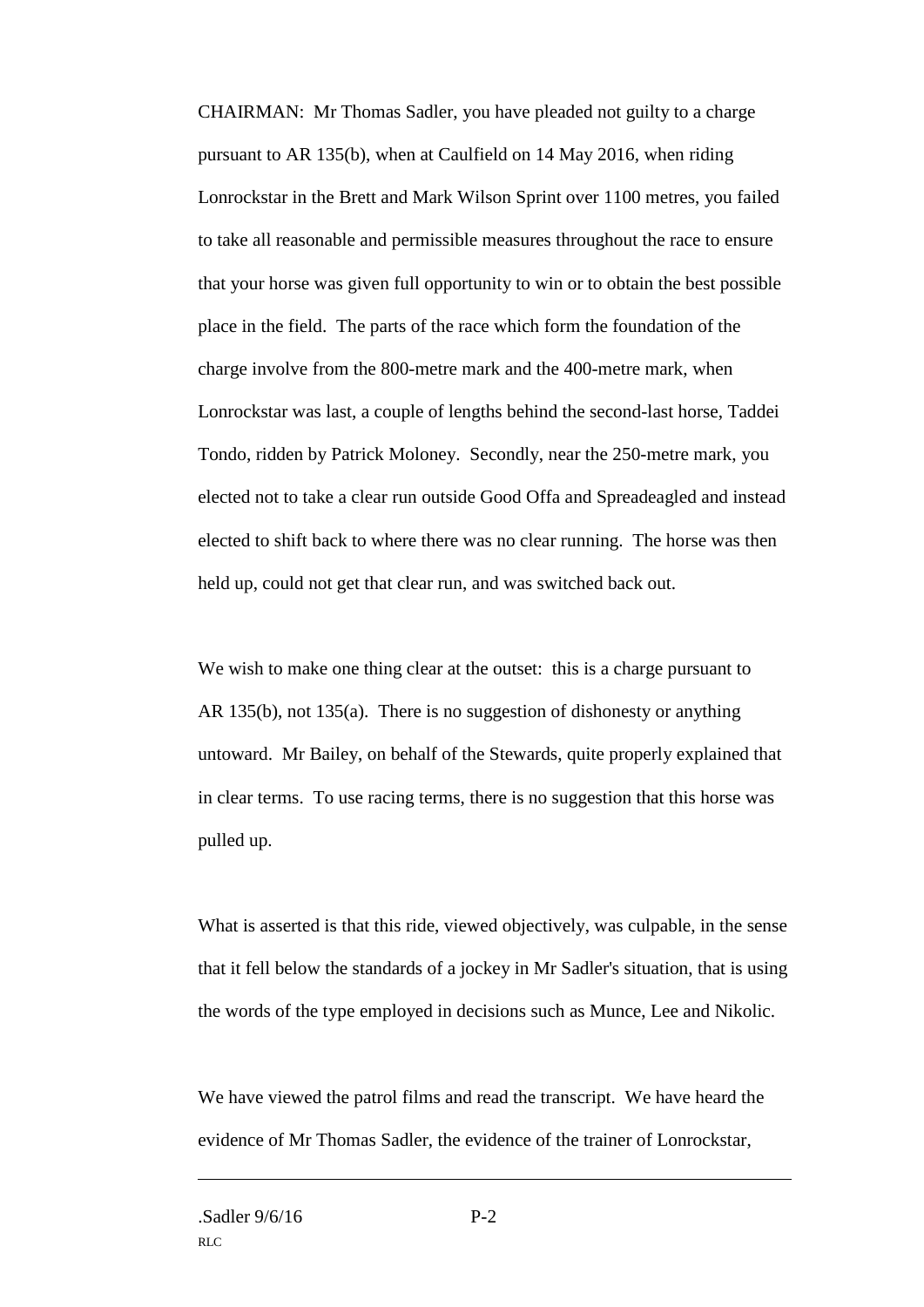CHAIRMAN: Mr Thomas Sadler, you have pleaded not guilty to a charge pursuant to AR 135(b), when at Caulfield on 14 May 2016, when riding Lonrockstar in the Brett and Mark Wilson Sprint over 1100 metres, you failed to take all reasonable and permissible measures throughout the race to ensure that your horse was given full opportunity to win or to obtain the best possible place in the field. The parts of the race which form the foundation of the charge involve from the 800-metre mark and the 400-metre mark, when Lonrockstar was last, a couple of lengths behind the second-last horse, Taddei Tondo, ridden by Patrick Moloney. Secondly, near the 250-metre mark, you elected not to take a clear run outside Good Offa and Spreadeagled and instead elected to shift back to where there was no clear running. The horse was then held up, could not get that clear run, and was switched back out.

We wish to make one thing clear at the outset: this is a charge pursuant to AR 135(b), not 135(a). There is no suggestion of dishonesty or anything untoward. Mr Bailey, on behalf of the Stewards, quite properly explained that in clear terms. To use racing terms, there is no suggestion that this horse was pulled up.

What is asserted is that this ride, viewed objectively, was culpable, in the sense that it fell below the standards of a jockey in Mr Sadler's situation, that is using the words of the type employed in decisions such as Munce, Lee and Nikolic.

We have viewed the patrol films and read the transcript. We have heard the evidence of Mr Thomas Sadler, the evidence of the trainer of Lonrockstar,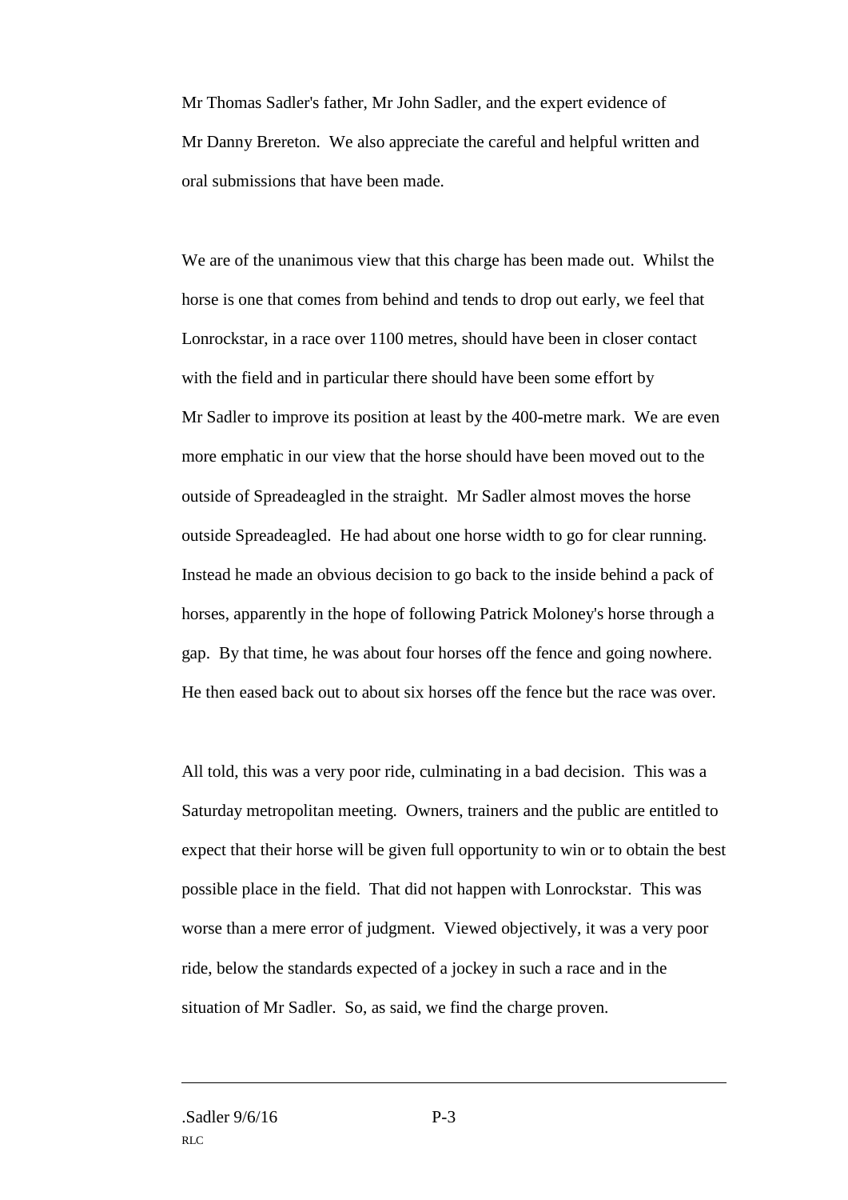Mr Thomas Sadler's father, Mr John Sadler, and the expert evidence of Mr Danny Brereton. We also appreciate the careful and helpful written and oral submissions that have been made.

We are of the unanimous view that this charge has been made out. Whilst the horse is one that comes from behind and tends to drop out early, we feel that Lonrockstar, in a race over 1100 metres, should have been in closer contact with the field and in particular there should have been some effort by Mr Sadler to improve its position at least by the 400-metre mark. We are even more emphatic in our view that the horse should have been moved out to the outside of Spreadeagled in the straight. Mr Sadler almost moves the horse outside Spreadeagled. He had about one horse width to go for clear running. Instead he made an obvious decision to go back to the inside behind a pack of horses, apparently in the hope of following Patrick Moloney's horse through a gap. By that time, he was about four horses off the fence and going nowhere. He then eased back out to about six horses off the fence but the race was over.

All told, this was a very poor ride, culminating in a bad decision. This was a Saturday metropolitan meeting. Owners, trainers and the public are entitled to expect that their horse will be given full opportunity to win or to obtain the best possible place in the field. That did not happen with Lonrockstar. This was worse than a mere error of judgment. Viewed objectively, it was a very poor ride, below the standards expected of a jockey in such a race and in the situation of Mr Sadler. So, as said, we find the charge proven.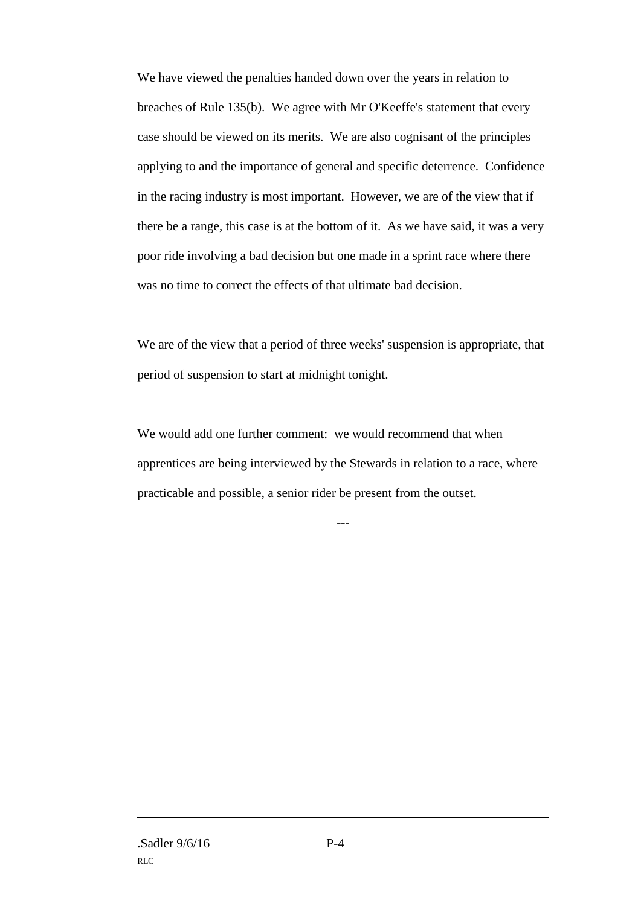We have viewed the penalties handed down over the years in relation to breaches of Rule 135(b). We agree with Mr O'Keeffe's statement that every case should be viewed on its merits. We are also cognisant of the principles applying to and the importance of general and specific deterrence. Confidence in the racing industry is most important. However, we are of the view that if there be a range, this case is at the bottom of it. As we have said, it was a very poor ride involving a bad decision but one made in a sprint race where there was no time to correct the effects of that ultimate bad decision.

We are of the view that a period of three weeks' suspension is appropriate, that period of suspension to start at midnight tonight.

We would add one further comment: we would recommend that when apprentices are being interviewed by the Stewards in relation to a race, where practicable and possible, a senior rider be present from the outset.

---